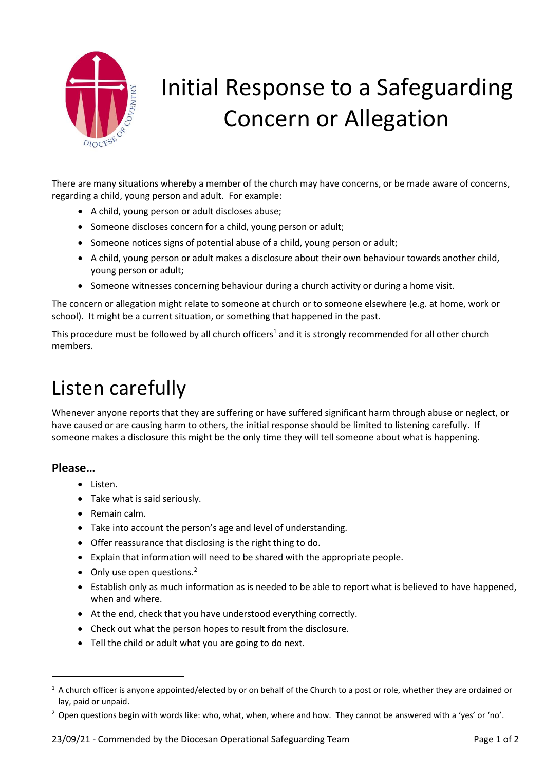# Initial Response to a Safeguarding Concern or Allegation

There are many situations whereby a member of the church may have concerns, or be made aware of concerns, regarding a child, young person and adult. For example:

- A child, young person or adult discloses abuse;
- Someone discloses concern for a child, young person or adult;
- Someone notices signs of potential abuse of a child, young person or adult;
- A child, young person or adult makes a disclosure about their own behaviour towards another child, young person or adult;
- Someone witnesses concerning behaviour during a church activity or during a home visit.

The concern or allegation might relate to someone at church or to someone elsewhere (e.g. at home, work or school). It might be a current situation, or something that happened in the past.

This procedure must be followed by all church officers[1] and it is strongly recommended for all other church members.

# Listen carefully

Whenever anyone reports that they are suffering or have suffered significant harm through abuse or neglect, or have caused or are causing harm to others, the initial response should be limited to listening carefully. If someone makes a disclosure this might be the only time they will tell someone about what is happening.

### Please…

- Listen.
- Take what is said seriously.
- Remain calm.
- Take into account the person's age and level of understanding.
- Offer reassurance that disclosing is the right thing to do.
- Explain that information will need to be shared with the appropriate people.
- Only use open questions.[2]
- Establish only as much information as is needed to be able to report what is believed to have happened, when and where.
- At the end, check that you have understood everything correctly.
- Check out what the person hopes to result from the disclosure.
- Tell the child or adult what you are going to do next.

---

[1] A church officer is anyone appointed/elected by or on behalf of the Church to a post or role, whether they are ordained or lay, paid or unpaid.

[2] Open questions begin with words like: who, what, when, where and how. They cannot be answered with a 'yes' or 'no'.

23/09/21 - Commended by the Diocesan Operational Safeguarding Team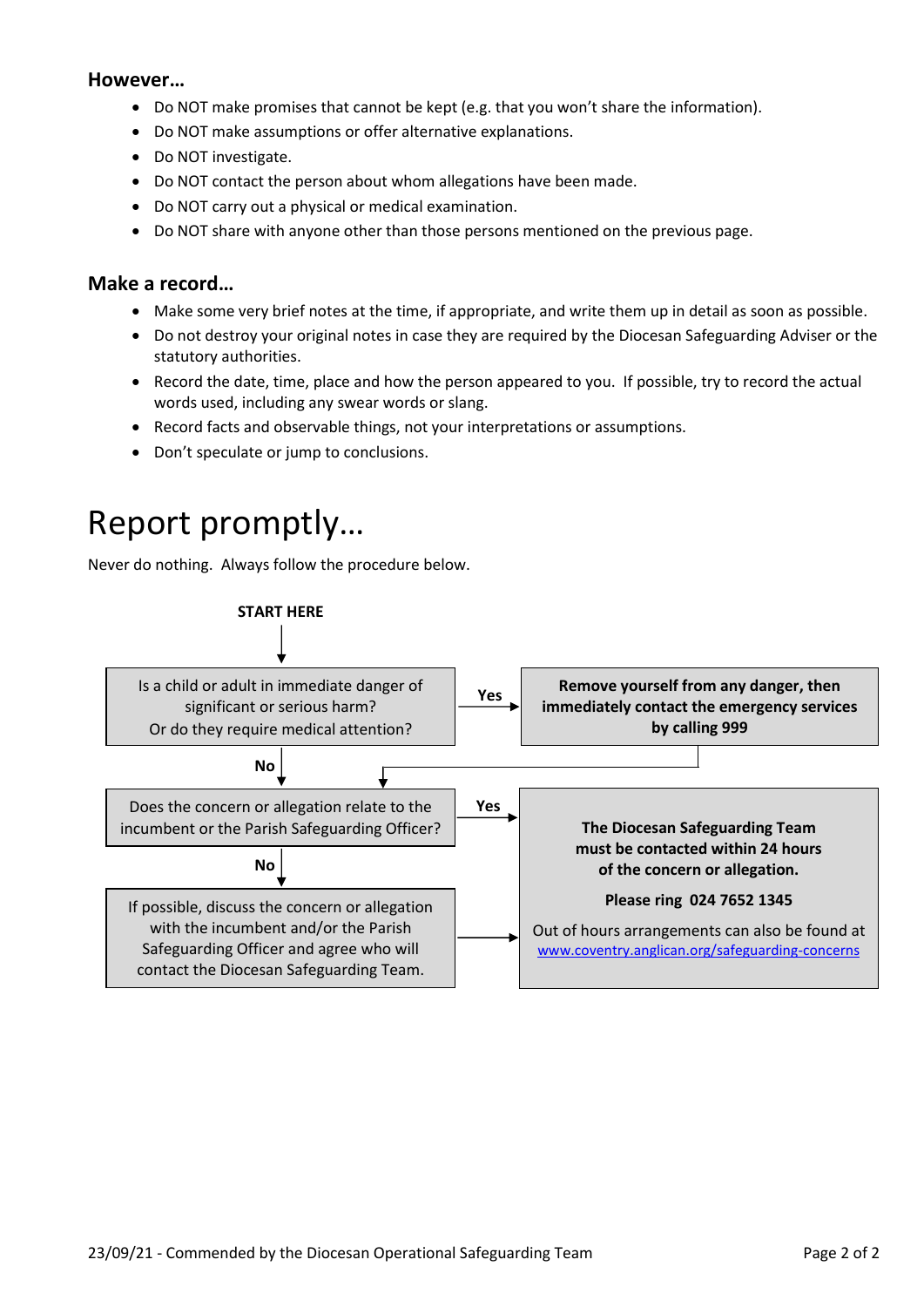### However…

- Do NOT make promises that cannot be kept (e.g. that you won't share the information).
- Do NOT make assumptions or offer alternative explanations.
- Do NOT investigate.
- Do NOT contact the person about whom allegations have been made.
- Do NOT carry out a physical or medical examination.
- Do NOT share with anyone other than those persons mentioned on the previous page.

### Make a record…

- Make some very brief notes at the time, if appropriate, and write them up in detail as soon as possible.
- Do not destroy your original notes in case they are required by the Diocesan Safeguarding Adviser or the statutory authorities.
- Record the date, time, place and how the person appeared to you. If possible, try to record the actual words used, including any swear words or slang.
- Record facts and observable things, not your interpretations or assumptions.
- Don't speculate or jump to conclusions.

# Report promptly…

Never do nothing. Always follow the procedure below.

**START HERE**

Is a child or adult in immediate danger of significant or serious harm? Or do they require medical attention?

**Yes**

**Remove yourself from any danger, then immediately contact the emergency services by calling 999**

**No**

Does the concern or allegation relate to the incumbent or the Parish Safeguarding Officer?

**Yes**

**The Diocesan Safeguarding Team must be contacted within 24 hours of the concern or allegation.**

**Please ring 024 7652 1345**

Out of hours arrangements can also be found at [www.coventry.anglican.org/safeguarding-concerns](www.coventry.anglican.org/safeguarding-concerns)

**No**

If possible, discuss the concern or allegation with the incumbent and/or the Parish Safeguarding Officer and agree who will contact the Diocesan Safeguarding Team.

23/09/21 - Commended by the Diocesan Operational Safeguarding Team